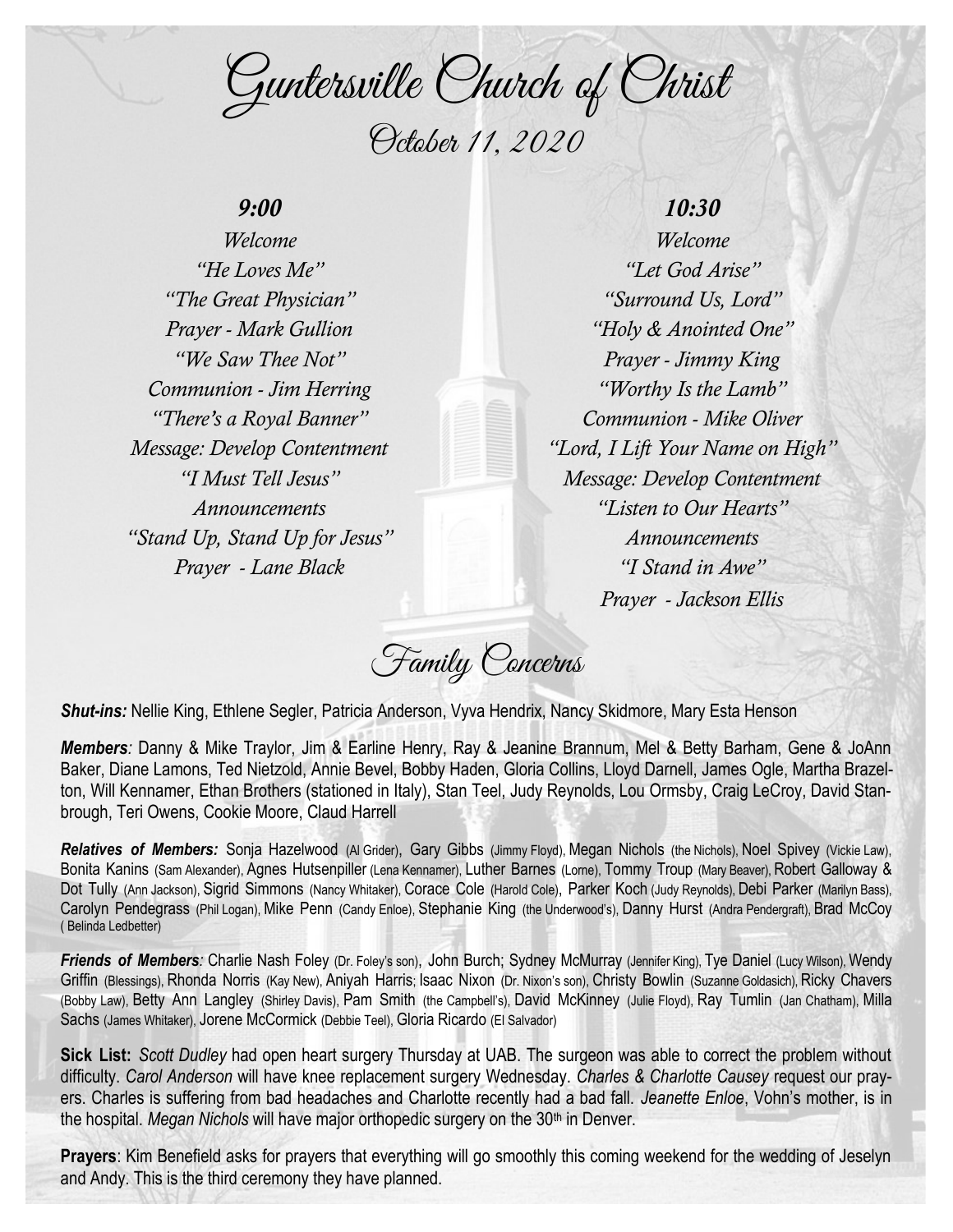# Guntersville Church of Christ

## October 11, 2020

### 9:00

*Welcome*
*"He Loves Me"*
*"The Great Physician"*
*Prayer - Mark Gullion*
*"We Saw Thee Not"*
*Communion - Jim Herring*
*"There's a Royal Banner"*
*Message: Develop Contentment*
*"I Must Tell Jesus"*
*Announcements*
*"Stand Up, Stand Up for Jesus"*
*Prayer - Lane Black*

### 10:30

*Welcome*
*"Let God Arise"*
*"Surround Us, Lord"*
*"Holy & Anointed One"*
*Prayer - Jimmy King*
*"Worthy Is the Lamb"*
*Communion - Mike Oliver*
*"Lord, I Lift Your Name on High"*
*Message: Develop Contentment*
*"Listen to Our Hearts"*
*Announcements*
*"I Stand in Awe"*
*Prayer - Jackson Ellis*

## Family Concerns

***Shut-ins:*** Nellie King, Ethlene Segler, Patricia Anderson, Vyva Hendrix, Nancy Skidmore, Mary Esta Henson

***Members:*** Danny & Mike Traylor, Jim & Earline Henry, Ray & Jeanine Brannum, Mel & Betty Barham, Gene & JoAnn Baker, Diane Lamons, Ted Nietzold, Annie Bevel, Bobby Haden, Gloria Collins, Lloyd Darnell, James Ogle, Martha Brazelton, Will Kennamer, Ethan Brothers (stationed in Italy), Stan Teel, Judy Reynolds, Lou Ormsby, Craig LeCroy, David Stanbrough, Teri Owens, Cookie Moore, Claud Harrell

***Relatives of Members:*** Sonja Hazelwood (Al Grider), Gary Gibbs (Jimmy Floyd), Megan Nichols (the Nichols), Noel Spivey (Vickie Law), Bonita Kanins (Sam Alexander), Agnes Hutsenpiller (Lena Kennamer), Luther Barnes (Lorne), Tommy Troup (Mary Beaver), Robert Galloway & Dot Tully (Ann Jackson), Sigrid Simmons (Nancy Whitaker), Corace Cole (Harold Cole), Parker Koch (Judy Reynolds), Debi Parker (Marilyn Bass), Carolyn Pendegrass (Phil Logan), Mike Penn (Candy Enloe), Stephanie King (the Underwood's), Danny Hurst (Andra Pendergraft), Brad McCoy ( Belinda Ledbetter)

***Friends of Members:*** Charlie Nash Foley (Dr. Foley's son), John Burch; Sydney McMurray (Jennifer King), Tye Daniel (Lucy Wilson), Wendy Griffin (Blessings), Rhonda Norris (Kay New), Aniyah Harris; Isaac Nixon (Dr. Nixon's son), Christy Bowlin (Suzanne Goldasich), Ricky Chavers (Bobby Law), Betty Ann Langley (Shirley Davis), Pam Smith (the Campbell's), David McKinney (Julie Floyd), Ray Tumlin (Jan Chatham), Milla Sachs (James Whitaker), Jorene McCormick (Debbie Teel), Gloria Ricardo (El Salvador)

**Sick List:** *Scott Dudley* had open heart surgery Thursday at UAB. The surgeon was able to correct the problem without difficulty. *Carol Anderson* will have knee replacement surgery Wednesday. *Charles & Charlotte Causey* request our prayers. Charles is suffering from bad headaches and Charlotte recently had a bad fall. *Jeanette Enloe*, Vohn's mother, is in the hospital. *Megan Nichols* will have major orthopedic surgery on the 30th in Denver.

**Prayers**: Kim Benefield asks for prayers that everything will go smoothly this coming weekend for the wedding of Jeselyn and Andy. This is the third ceremony they have planned.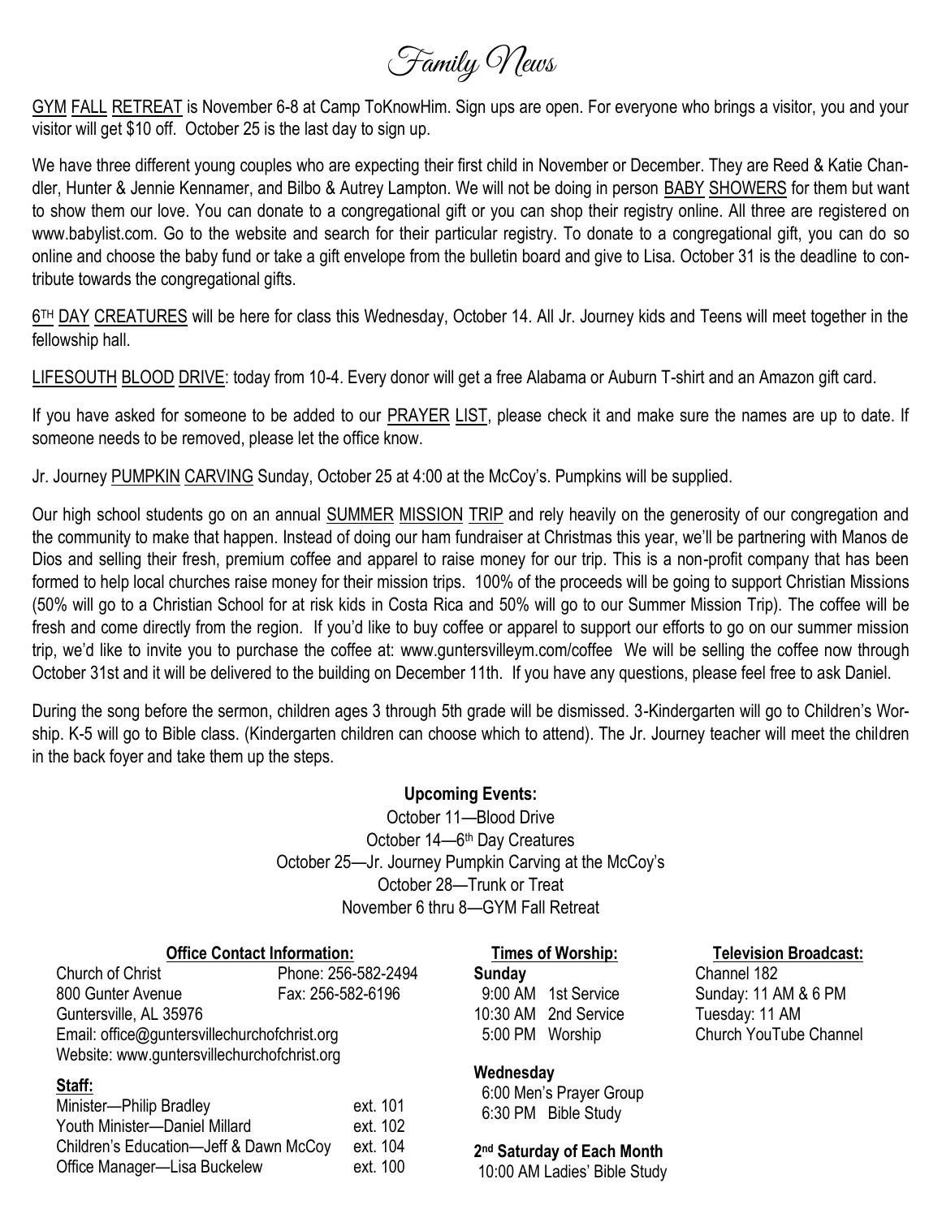# Family News

GYM FALL RETREAT is November 6-8 at Camp ToKnowHim. Sign ups are open. For everyone who brings a visitor, you and your visitor will get $10 off. October 25 is the last day to sign up.

We have three different young couples who are expecting their first child in November or December. They are Reed & Katie Chandler, Hunter & Jennie Kennamer, and Bilbo & Autrey Lampton. We will not be doing in person BABY SHOWERS for them but want to show them our love. You can donate to a congregational gift or you can shop their registry online. All three are registered on www.babylist.com. Go to the website and search for their particular registry. To donate to a congregational gift, you can do so online and choose the baby fund or take a gift envelope from the bulletin board and give to Lisa. October 31 is the deadline to contribute towards the congregational gifts.

6TH DAY CREATURES will be here for class this Wednesday, October 14. All Jr. Journey kids and Teens will meet together in the fellowship hall.

LIFESOUTH BLOOD DRIVE: today from 10-4. Every donor will get a free Alabama or Auburn T-shirt and an Amazon gift card.

If you have asked for someone to be added to our PRAYER LIST, please check it and make sure the names are up to date. If someone needs to be removed, please let the office know.

Jr. Journey PUMPKIN CARVING Sunday, October 25 at 4:00 at the McCoy's. Pumpkins will be supplied.

Our high school students go on an annual SUMMER MISSION TRIP and rely heavily on the generosity of our congregation and the community to make that happen. Instead of doing our ham fundraiser at Christmas this year, we'll be partnering with Manos de Dios and selling their fresh, premium coffee and apparel to raise money for our trip. This is a non-profit company that has been formed to help local churches raise money for their mission trips. 100% of the proceeds will be going to support Christian Missions (50% will go to a Christian School for at risk kids in Costa Rica and 50% will go to our Summer Mission Trip). The coffee will be fresh and come directly from the region. If you'd like to buy coffee or apparel to support our efforts to go on our summer mission trip, we'd like to invite you to purchase the coffee at: www.guntersvilleym.com/coffee We will be selling the coffee now through October 31st and it will be delivered to the building on December 11th. If you have any questions, please feel free to ask Daniel.

During the song before the sermon, children ages 3 through 5th grade will be dismissed. 3-Kindergarten will go to Children's Worship. K-5 will go to Bible class. (Kindergarten children can choose which to attend). The Jr. Journey teacher will meet the children in the back foyer and take them up the steps.

**Upcoming Events:**

October 11—Blood Drive
October 14—6th Day Creatures
October 25—Jr. Journey Pumpkin Carving at the McCoy's
October 28—Trunk or Treat
November 6 thru 8—GYM Fall Retreat

**Office Contact Information:**

Church of Christ — Phone: 256-582-2494
800 Gunter Avenue — Fax: 256-582-6196
Guntersville, AL 35976
Email: office@guntersvillechurchofchrist.org
Website: www.guntersvillechurchofchrist.org

**Staff:**

| | |
|---|---|
| Minister—Philip Bradley | ext. 101 |
| Youth Minister—Daniel Millard | ext. 102 |
| Children's Education—Jeff & Dawn McCoy | ext. 104 |
| Office Manager—Lisa Buckelew | ext. 100 |

**Times of Worship:**

**Sunday**
9:00 AM 1st Service
10:30 AM 2nd Service
5:00 PM Worship

**Wednesday**
6:00 Men's Prayer Group
6:30 PM Bible Study

**2nd Saturday of Each Month**
10:00 AM Ladies' Bible Study

**Television Broadcast:**

Channel 182
Sunday: 11 AM & 6 PM
Tuesday: 11 AM
Church YouTube Channel